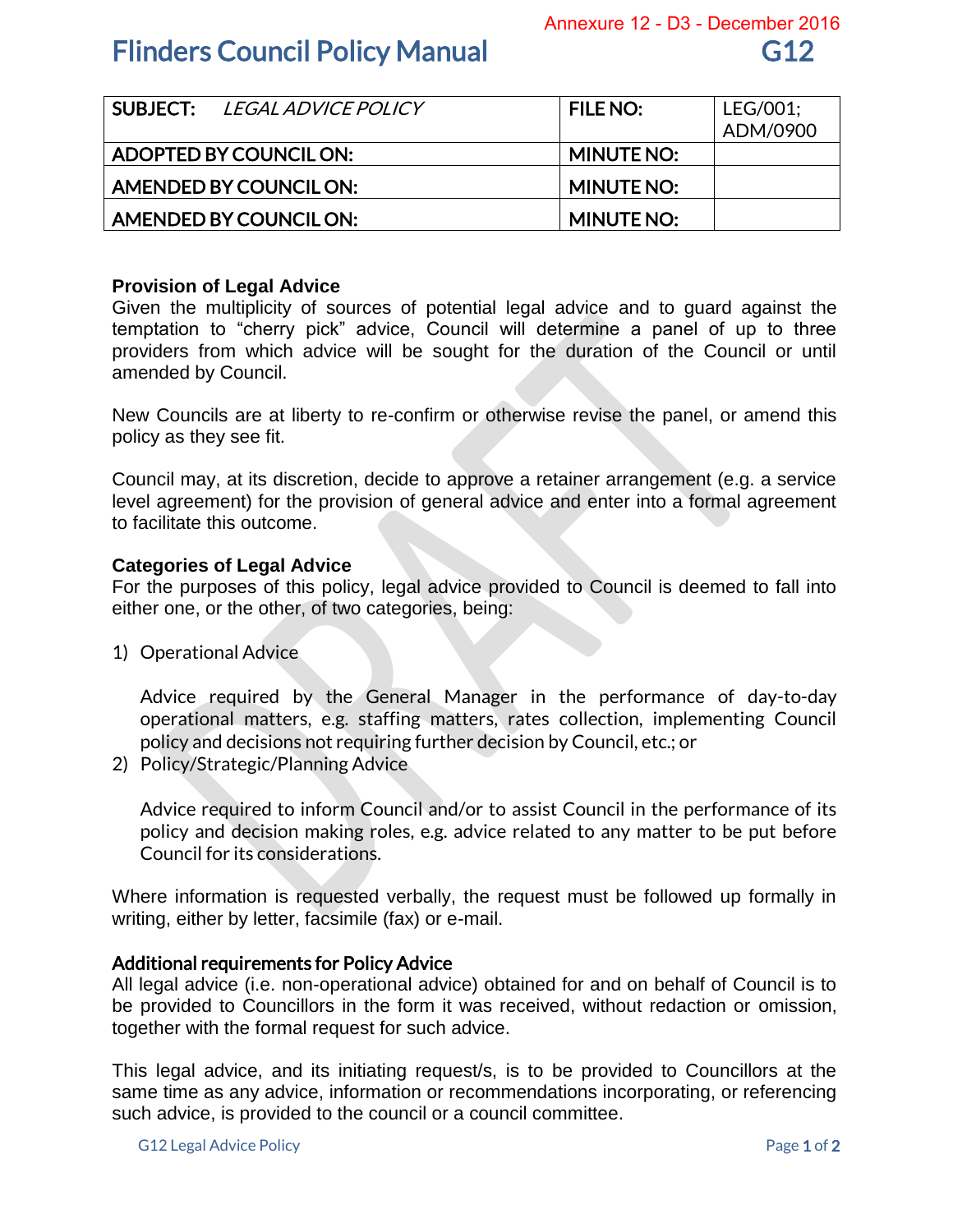Annexure 12 - D3 - December 2016

# Flinders Council Policy Manual G12

| SUBJECT: *LEGAL ADVICE POLICY* | FILE NO: | LEG/001; ADM/0900 |
|---|---|---|
| ADOPTED BY COUNCIL ON: | MINUTE NO: | |
| AMENDED BY COUNCIL ON: | MINUTE NO: | |
| AMENDED BY COUNCIL ON: | MINUTE NO: | |

### Provision of Legal Advice

Given the multiplicity of sources of potential legal advice and to guard against the temptation to "cherry pick" advice, Council will determine a panel of up to three providers from which advice will be sought for the duration of the Council or until amended by Council.

New Councils are at liberty to re-confirm or otherwise revise the panel, or amend this policy as they see fit.

Council may, at its discretion, decide to approve a retainer arrangement (e.g. a service level agreement) for the provision of general advice and enter into a formal agreement to facilitate this outcome.

### Categories of Legal Advice

For the purposes of this policy, legal advice provided to Council is deemed to fall into either one, or the other, of two categories, being:

1) Operational Advice

   Advice required by the General Manager in the performance of day-to-day operational matters, e.g. staffing matters, rates collection, implementing Council policy and decisions not requiring further decision by Council, etc.; or

2) Policy/Strategic/Planning Advice

   Advice required to inform Council and/or to assist Council in the performance of its policy and decision making roles, e.g. advice related to any matter to be put before Council for its considerations.

Where information is requested verbally, the request must be followed up formally in writing, either by letter, facsimile (fax) or e-mail.

### Additional requirements for Policy Advice

All legal advice (i.e. non-operational advice) obtained for and on behalf of Council is to be provided to Councillors in the form it was received, without redaction or omission, together with the formal request for such advice.

This legal advice, and its initiating request/s, is to be provided to Councillors at the same time as any advice, information or recommendations incorporating, or referencing such advice, is provided to the council or a council committee.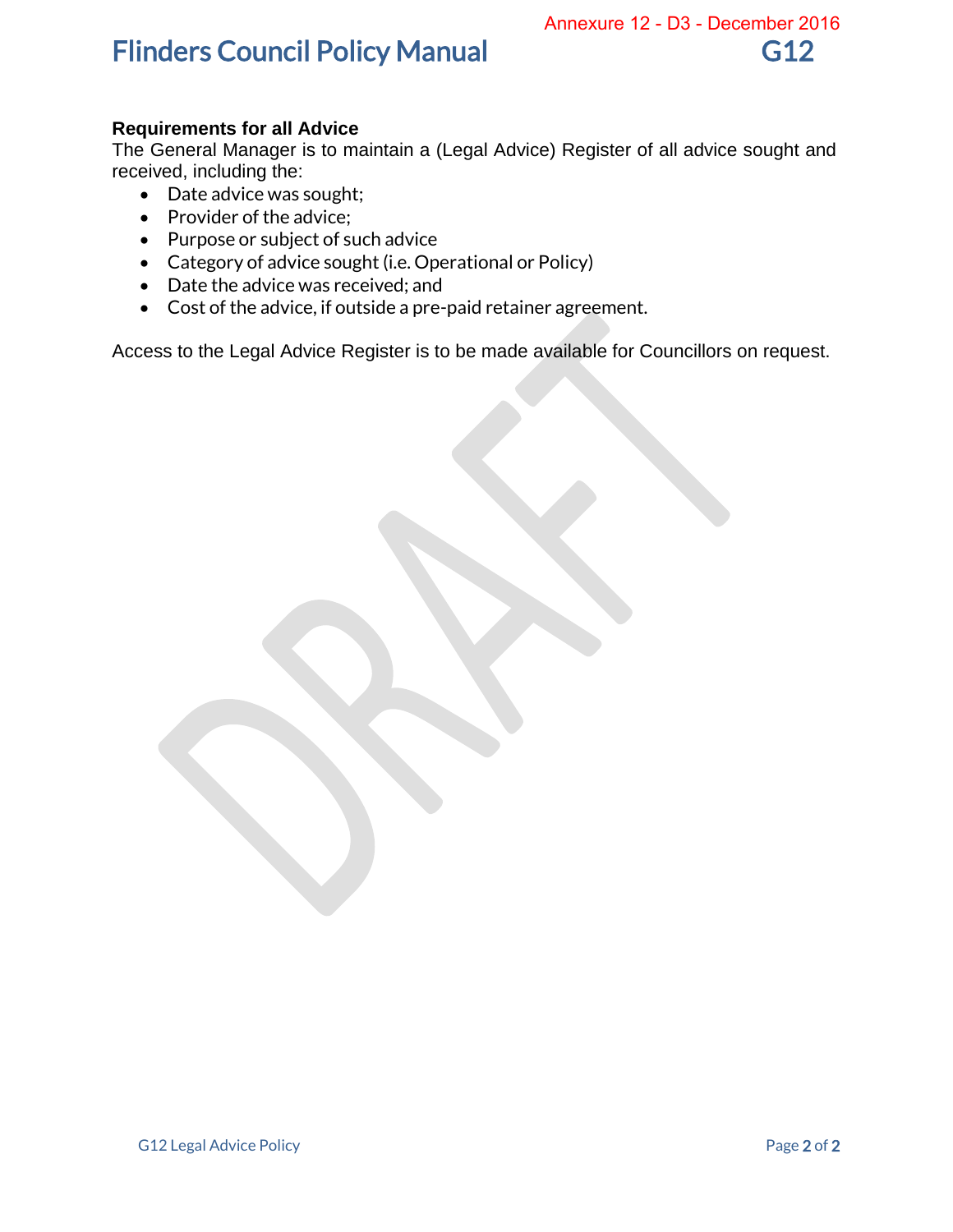### Requirements for all Advice

The General Manager is to maintain a (Legal Advice) Register of all advice sought and received, including the:

- Date advice was sought;
- Provider of the advice;
- Purpose or subject of such advice
- Category of advice sought (i.e. Operational or Policy)
- Date the advice was received; and
- Cost of the advice, if outside a pre-paid retainer agreement.

Access to the Legal Advice Register is to be made available for Councillors on request.